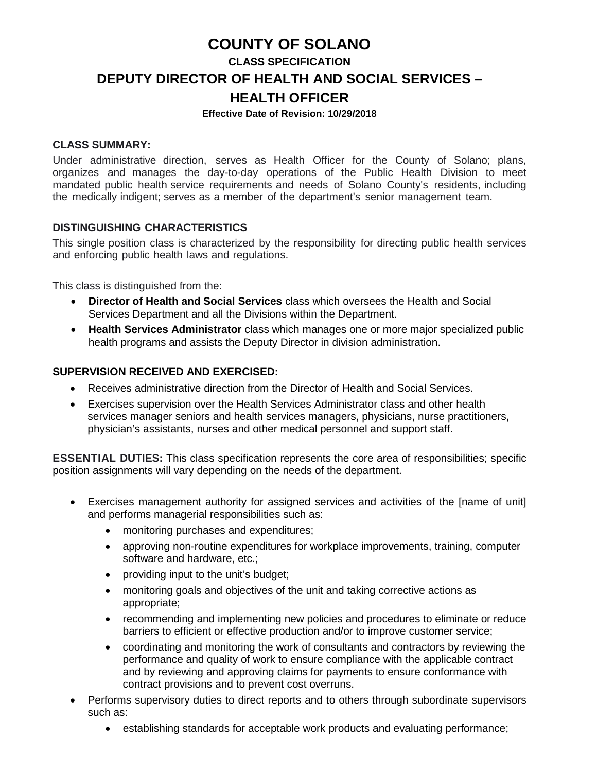# COUNTY OF SOLANO

## CLASS SPECIFICATION

## DEPUTY DIRECTOR OF HEALTH AND SOCIAL SERVICES – HEALTH OFFICER

**Effective Date of Revision: 10/29/2018**

### CLASS SUMMARY:

Under administrative direction, serves as Health Officer for the County of Solano; plans, organizes and manages the day-to-day operations of the Public Health Division to meet mandated public health service requirements and needs of Solano County's residents, including the medically indigent; serves as a member of the department's senior management team.

### DISTINGUISHING CHARACTERISTICS

This single position class is characterized by the responsibility for directing public health services and enforcing public health laws and regulations.

This class is distinguished from the:

- **Director of Health and Social Services** class which oversees the Health and Social Services Department and all the Divisions within the Department.
- **Health Services Administrator** class which manages one or more major specialized public health programs and assists the Deputy Director in division administration.

### SUPERVISION RECEIVED AND EXERCISED:

- Receives administrative direction from the Director of Health and Social Services.
- Exercises supervision over the Health Services Administrator class and other health services manager seniors and health services managers, physicians, nurse practitioners, physician's assistants, nurses and other medical personnel and support staff.

**ESSENTIAL DUTIES:** This class specification represents the core area of responsibilities; specific position assignments will vary depending on the needs of the department.

- Exercises management authority for assigned services and activities of the [name of unit] and performs managerial responsibilities such as:
  - monitoring purchases and expenditures;
  - approving non-routine expenditures for workplace improvements, training, computer software and hardware, etc.;
  - providing input to the unit's budget;
  - monitoring goals and objectives of the unit and taking corrective actions as appropriate;
  - recommending and implementing new policies and procedures to eliminate or reduce barriers to efficient or effective production and/or to improve customer service;
  - coordinating and monitoring the work of consultants and contractors by reviewing the performance and quality of work to ensure compliance with the applicable contract and by reviewing and approving claims for payments to ensure conformance with contract provisions and to prevent cost overruns.
- Performs supervisory duties to direct reports and to others through subordinate supervisors such as:
  - establishing standards for acceptable work products and evaluating performance;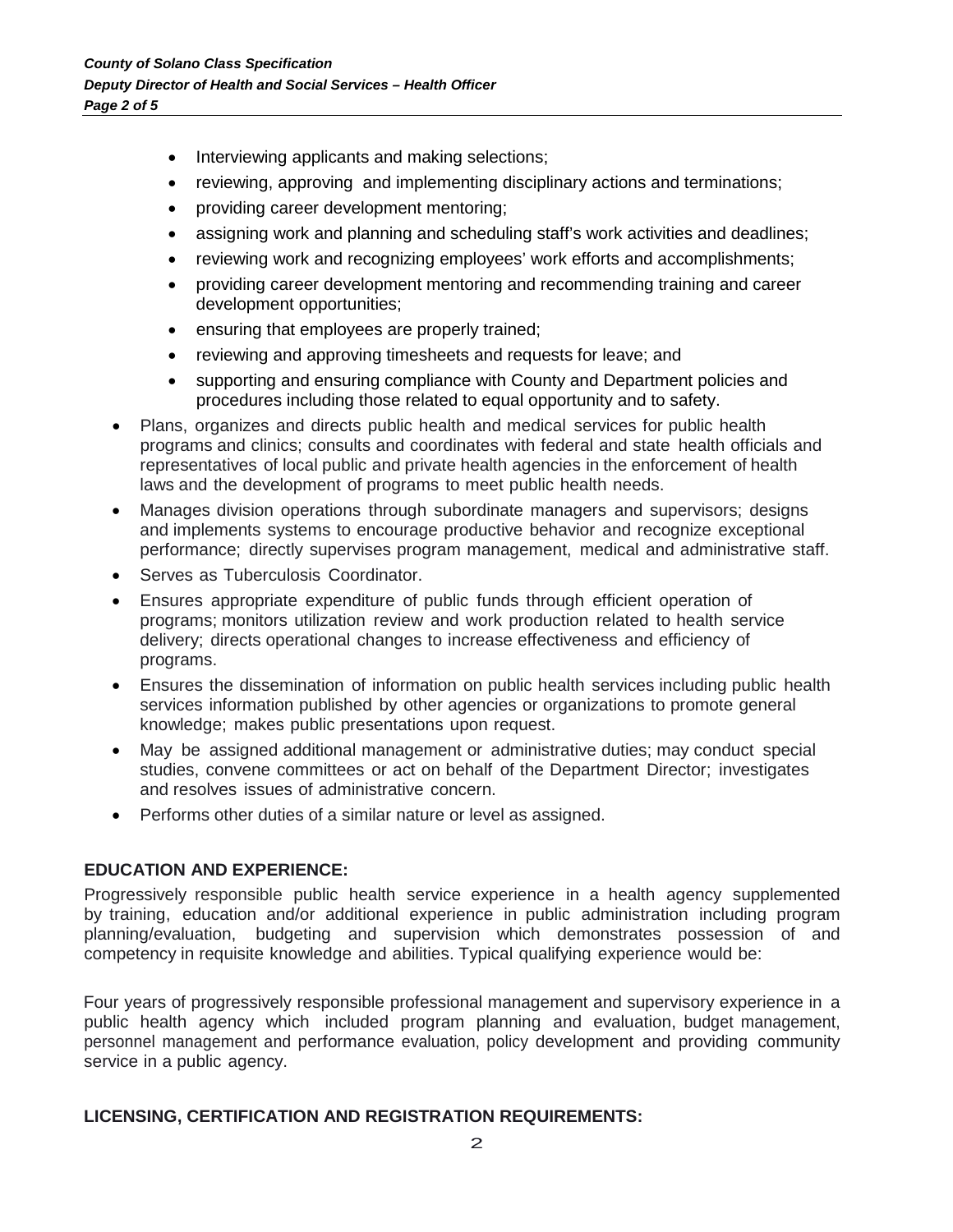- Interviewing applicants and making selections;
  - reviewing, approving and implementing disciplinary actions and terminations;
  - providing career development mentoring;
  - assigning work and planning and scheduling staff's work activities and deadlines;
  - reviewing work and recognizing employees' work efforts and accomplishments;
  - providing career development mentoring and recommending training and career development opportunities;
  - ensuring that employees are properly trained;
  - reviewing and approving timesheets and requests for leave; and
  - supporting and ensuring compliance with County and Department policies and procedures including those related to equal opportunity and to safety.
- Plans, organizes and directs public health and medical services for public health programs and clinics; consults and coordinates with federal and state health officials and representatives of local public and private health agencies in the enforcement of health laws and the development of programs to meet public health needs.
- Manages division operations through subordinate managers and supervisors; designs and implements systems to encourage productive behavior and recognize exceptional performance; directly supervises program management, medical and administrative staff.
- Serves as Tuberculosis Coordinator.
- Ensures appropriate expenditure of public funds through efficient operation of programs; monitors utilization review and work production related to health service delivery; directs operational changes to increase effectiveness and efficiency of programs.
- Ensures the dissemination of information on public health services including public health services information published by other agencies or organizations to promote general knowledge; makes public presentations upon request.
- May be assigned additional management or administrative duties; may conduct special studies, convene committees or act on behalf of the Department Director; investigates and resolves issues of administrative concern.
- Performs other duties of a similar nature or level as assigned.

## EDUCATION AND EXPERIENCE:

Progressively responsible public health service experience in a health agency supplemented by training, education and/or additional experience in public administration including program planning/evaluation, budgeting and supervision which demonstrates possession of and competency in requisite knowledge and abilities. Typical qualifying experience would be:

Four years of progressively responsible professional management and supervisory experience in a public health agency which included program planning and evaluation, budget management, personnel management and performance evaluation, policy development and providing community service in a public agency.

## LICENSING, CERTIFICATION AND REGISTRATION REQUIREMENTS: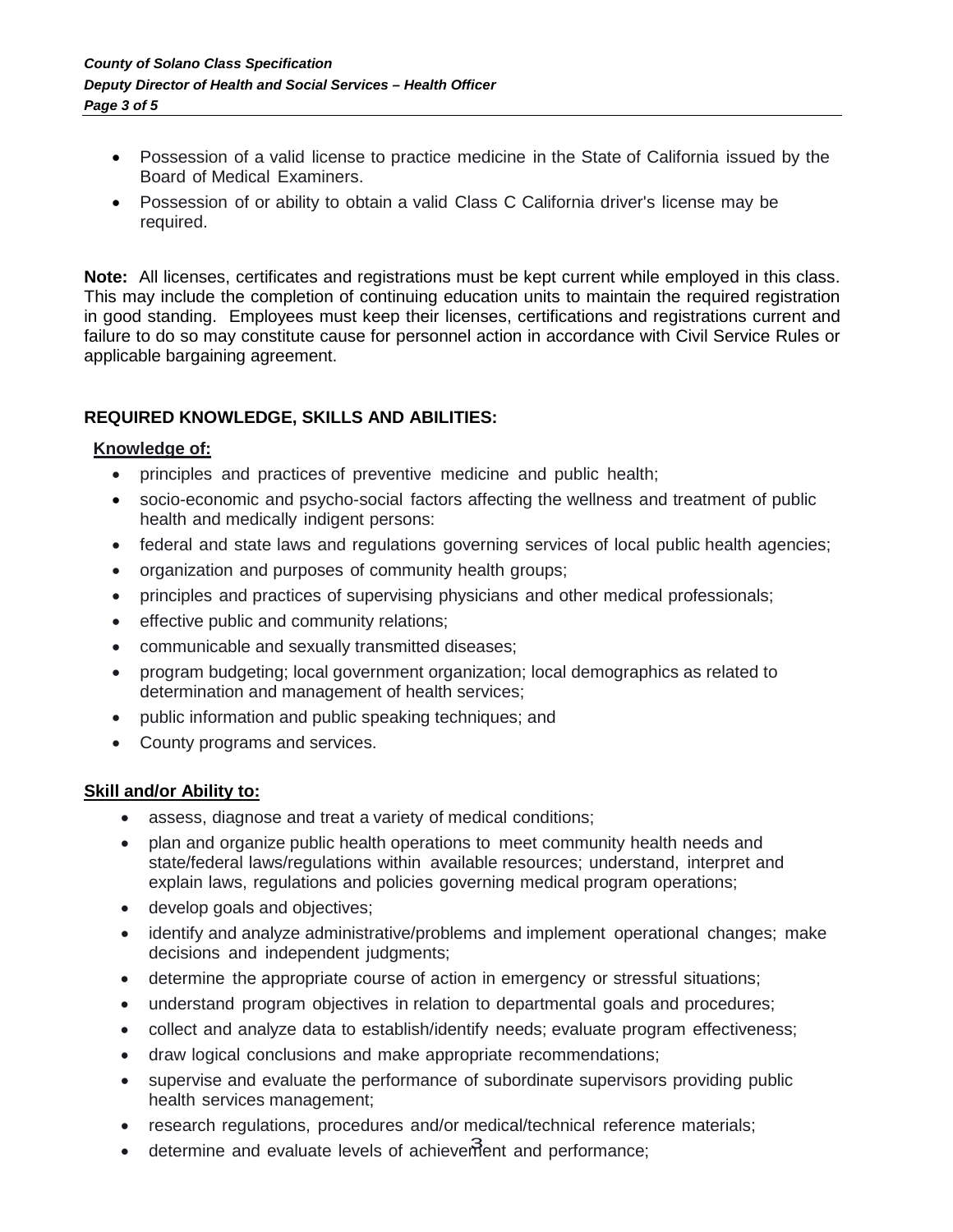- Possession of a valid license to practice medicine in the State of California issued by the Board of Medical Examiners.
- Possession of or ability to obtain a valid Class C California driver's license may be required.

**Note:** All licenses, certificates and registrations must be kept current while employed in this class. This may include the completion of continuing education units to maintain the required registration in good standing. Employees must keep their licenses, certifications and registrations current and failure to do so may constitute cause for personnel action in accordance with Civil Service Rules or applicable bargaining agreement.

## REQUIRED KNOWLEDGE, SKILLS AND ABILITIES:

**Knowledge of:**

- principles and practices of preventive medicine and public health;
- socio-economic and psycho-social factors affecting the wellness and treatment of public health and medically indigent persons:
- federal and state laws and regulations governing services of local public health agencies;
- organization and purposes of community health groups;
- principles and practices of supervising physicians and other medical professionals;
- effective public and community relations;
- communicable and sexually transmitted diseases;
- program budgeting; local government organization; local demographics as related to determination and management of health services;
- public information and public speaking techniques; and
- County programs and services.

**Skill and/or Ability to:**

- assess, diagnose and treat a variety of medical conditions;
- plan and organize public health operations to meet community health needs and state/federal laws/regulations within available resources; understand, interpret and explain laws, regulations and policies governing medical program operations;
- develop goals and objectives;
- identify and analyze administrative/problems and implement operational changes; make decisions and independent judgments;
- determine the appropriate course of action in emergency or stressful situations;
- understand program objectives in relation to departmental goals and procedures;
- collect and analyze data to establish/identify needs; evaluate program effectiveness;
- draw logical conclusions and make appropriate recommendations;
- supervise and evaluate the performance of subordinate supervisors providing public health services management;
- research regulations, procedures and/or medical/technical reference materials;
- determine and evaluate levels of achievement and performance;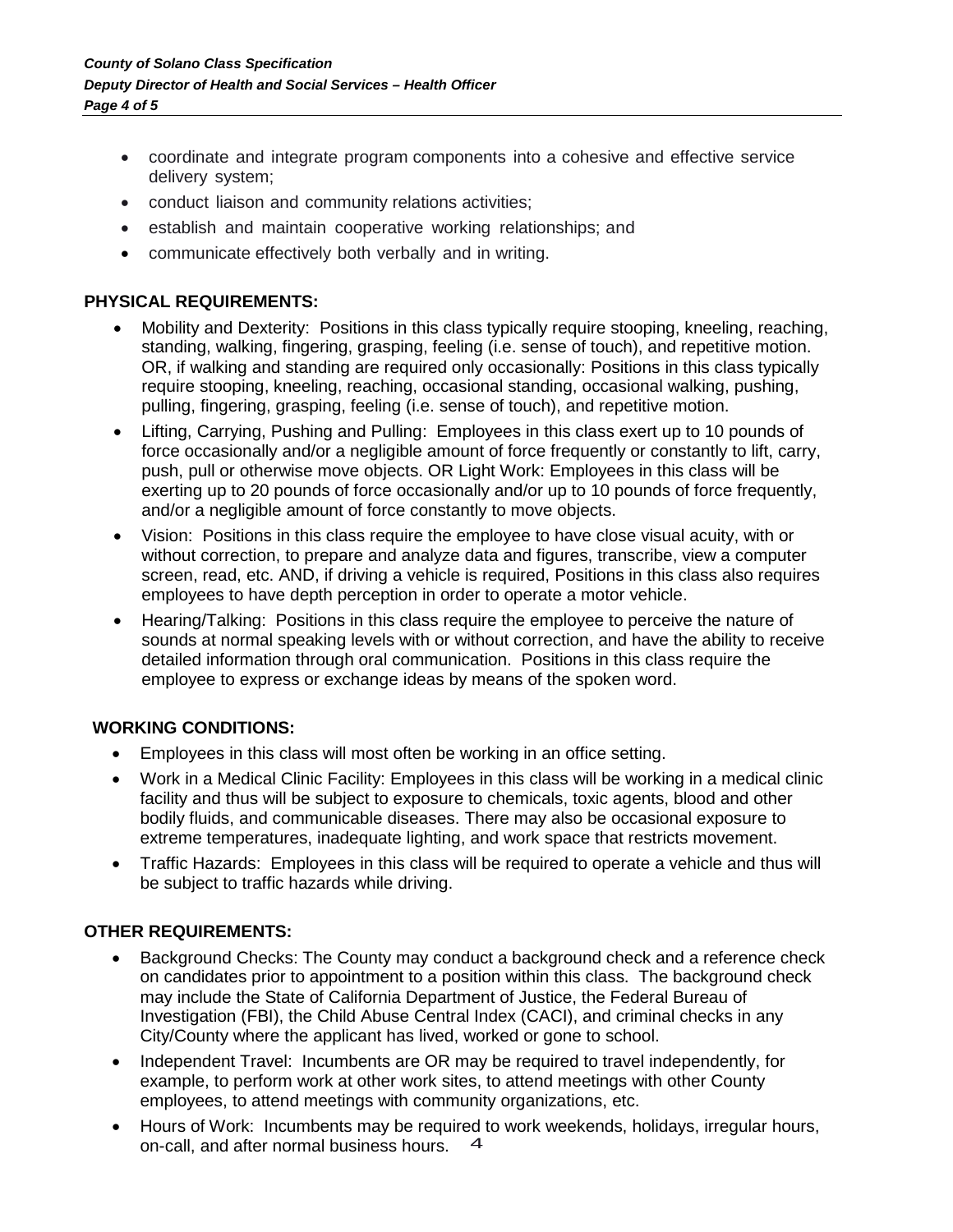- coordinate and integrate program components into a cohesive and effective service delivery system;
- conduct liaison and community relations activities;
- establish and maintain cooperative working relationships; and
- communicate effectively both verbally and in writing.

## PHYSICAL REQUIREMENTS:

- Mobility and Dexterity: Positions in this class typically require stooping, kneeling, reaching, standing, walking, fingering, grasping, feeling (i.e. sense of touch), and repetitive motion. OR, if walking and standing are required only occasionally: Positions in this class typically require stooping, kneeling, reaching, occasional standing, occasional walking, pushing, pulling, fingering, grasping, feeling (i.e. sense of touch), and repetitive motion.
- Lifting, Carrying, Pushing and Pulling: Employees in this class exert up to 10 pounds of force occasionally and/or a negligible amount of force frequently or constantly to lift, carry, push, pull or otherwise move objects. OR Light Work: Employees in this class will be exerting up to 20 pounds of force occasionally and/or up to 10 pounds of force frequently, and/or a negligible amount of force constantly to move objects.
- Vision: Positions in this class require the employee to have close visual acuity, with or without correction, to prepare and analyze data and figures, transcribe, view a computer screen, read, etc. AND, if driving a vehicle is required, Positions in this class also requires employees to have depth perception in order to operate a motor vehicle.
- Hearing/Talking: Positions in this class require the employee to perceive the nature of sounds at normal speaking levels with or without correction, and have the ability to receive detailed information through oral communication. Positions in this class require the employee to express or exchange ideas by means of the spoken word.

## WORKING CONDITIONS:

- Employees in this class will most often be working in an office setting.
- Work in a Medical Clinic Facility: Employees in this class will be working in a medical clinic facility and thus will be subject to exposure to chemicals, toxic agents, blood and other bodily fluids, and communicable diseases. There may also be occasional exposure to extreme temperatures, inadequate lighting, and work space that restricts movement.
- Traffic Hazards: Employees in this class will be required to operate a vehicle and thus will be subject to traffic hazards while driving.

## OTHER REQUIREMENTS:

- Background Checks: The County may conduct a background check and a reference check on candidates prior to appointment to a position within this class. The background check may include the State of California Department of Justice, the Federal Bureau of Investigation (FBI), the Child Abuse Central Index (CACI), and criminal checks in any City/County where the applicant has lived, worked or gone to school.
- Independent Travel: Incumbents are OR may be required to travel independently, for example, to perform work at other work sites, to attend meetings with other County employees, to attend meetings with community organizations, etc.
- Hours of Work: Incumbents may be required to work weekends, holidays, irregular hours, on-call, and after normal business hours.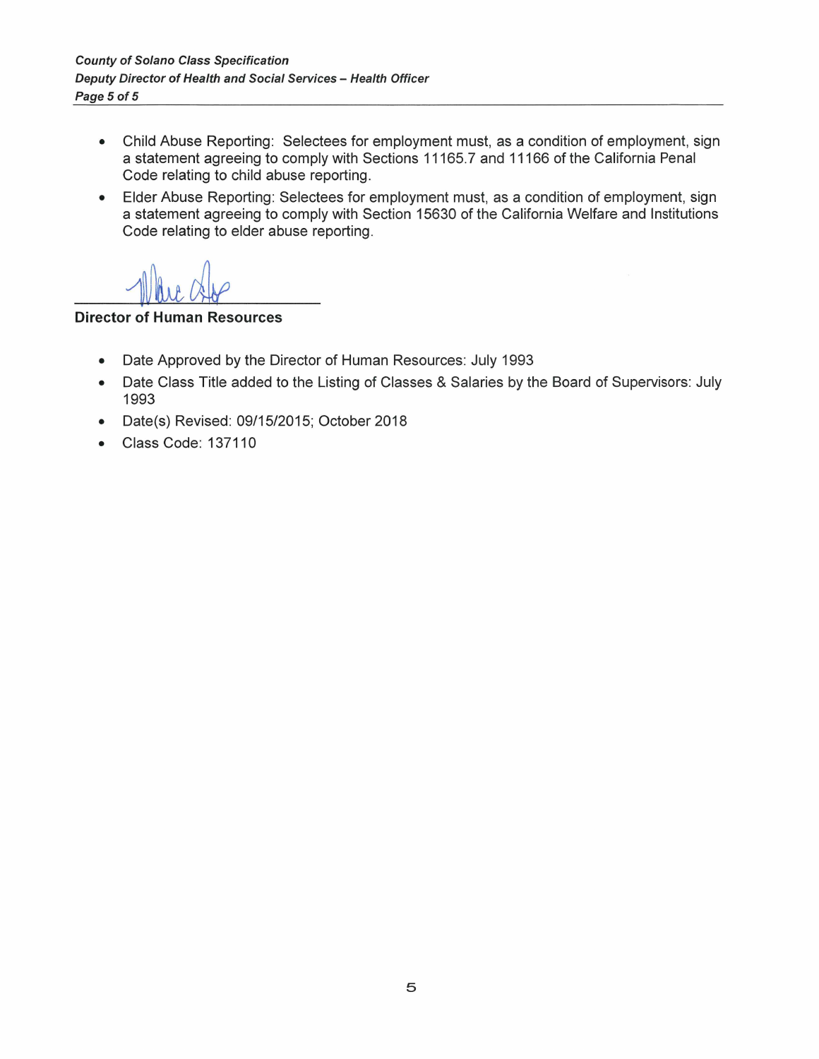- Child Abuse Reporting: Selectees for employment must, as a condition of employment, sign a statement agreeing to comply with Sections 11165.7 and 11166 of the California Penal Code relating to child abuse reporting.
- Elder Abuse Reporting: Selectees for employment must, as a condition of employment, sign a statement agreeing to comply with Section 15630 of the California Welfare and Institutions Code relating to elder abuse reporting.

**Director of Human Resources**

- Date Approved by the Director of Human Resources: July 1993
- Date Class Title added to the Listing of Classes & Salaries by the Board of Supervisors: July 1993
- Date(s) Revised: 09/15/2015; October 2018
- Class Code: 137110